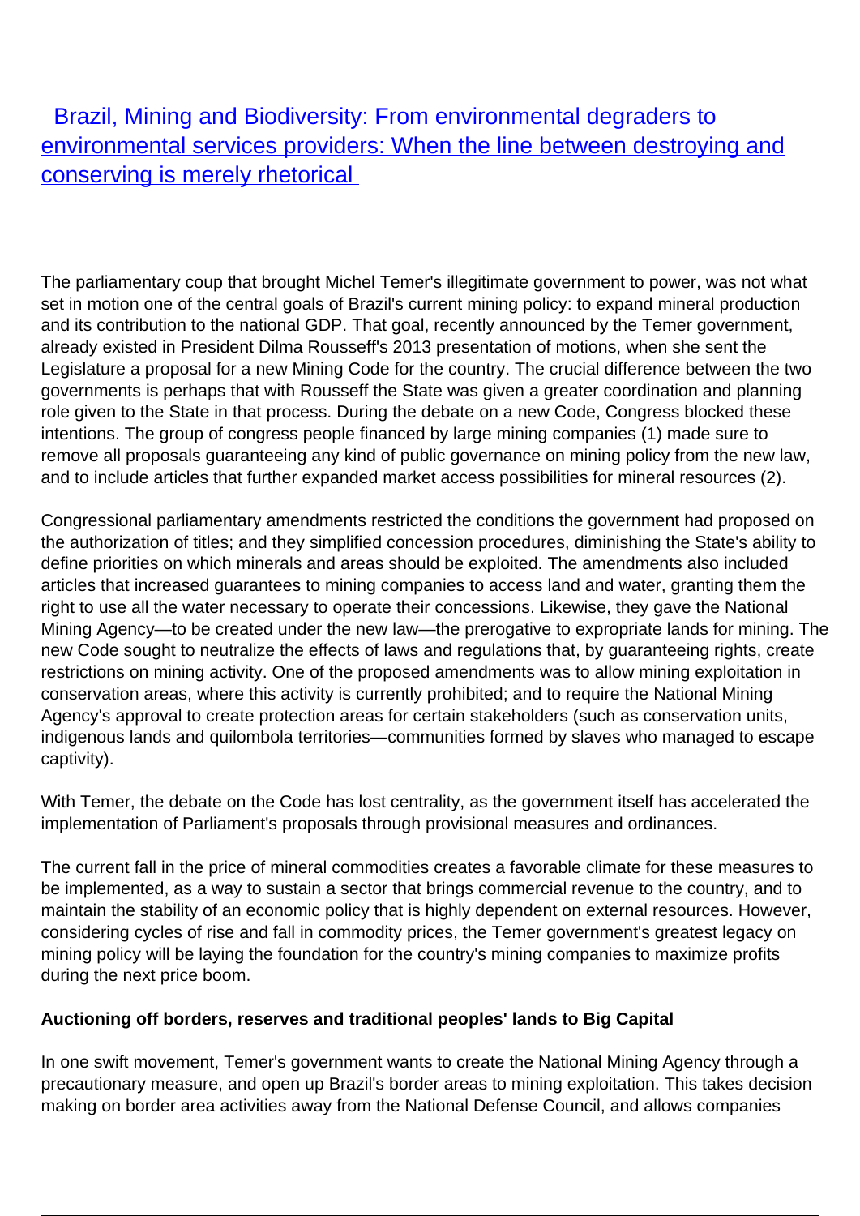# [Brazil, Mining and Biodiversity: From environmental degraders to environmental services providers: When the line between destroying and conserving is merely rhetorical]()

The parliamentary coup that brought Michel Temer's illegitimate government to power, was not what set in motion one of the central goals of Brazil's current mining policy: to expand mineral production and its contribution to the national GDP. That goal, recently announced by the Temer government, already existed in President Dilma Rousseff's 2013 presentation of motions, when she sent the Legislature a proposal for a new Mining Code for the country. The crucial difference between the two governments is perhaps that with Rousseff the State was given a greater coordination and planning role given to the State in that process. During the debate on a new Code, Congress blocked these intentions. The group of congress people financed by large mining companies (1) made sure to remove all proposals guaranteeing any kind of public governance on mining policy from the new law, and to include articles that further expanded market access possibilities for mineral resources (2).

Congressional parliamentary amendments restricted the conditions the government had proposed on the authorization of titles; and they simplified concession procedures, diminishing the State's ability to define priorities on which minerals and areas should be exploited. The amendments also included articles that increased guarantees to mining companies to access land and water, granting them the right to use all the water necessary to operate their concessions. Likewise, they gave the National Mining Agency—to be created under the new law—the prerogative to expropriate lands for mining. The new Code sought to neutralize the effects of laws and regulations that, by guaranteeing rights, create restrictions on mining activity. One of the proposed amendments was to allow mining exploitation in conservation areas, where this activity is currently prohibited; and to require the National Mining Agency's approval to create protection areas for certain stakeholders (such as conservation units, indigenous lands and quilombola territories—communities formed by slaves who managed to escape captivity).

With Temer, the debate on the Code has lost centrality, as the government itself has accelerated the implementation of Parliament's proposals through provisional measures and ordinances.

The current fall in the price of mineral commodities creates a favorable climate for these measures to be implemented, as a way to sustain a sector that brings commercial revenue to the country, and to maintain the stability of an economic policy that is highly dependent on external resources. However, considering cycles of rise and fall in commodity prices, the Temer government's greatest legacy on mining policy will be laying the foundation for the country's mining companies to maximize profits during the next price boom.

**Auctioning off borders, reserves and traditional peoples' lands to Big Capital**

In one swift movement, Temer's government wants to create the National Mining Agency through a precautionary measure, and open up Brazil's border areas to mining exploitation. This takes decision making on border area activities away from the National Defense Council, and allows companies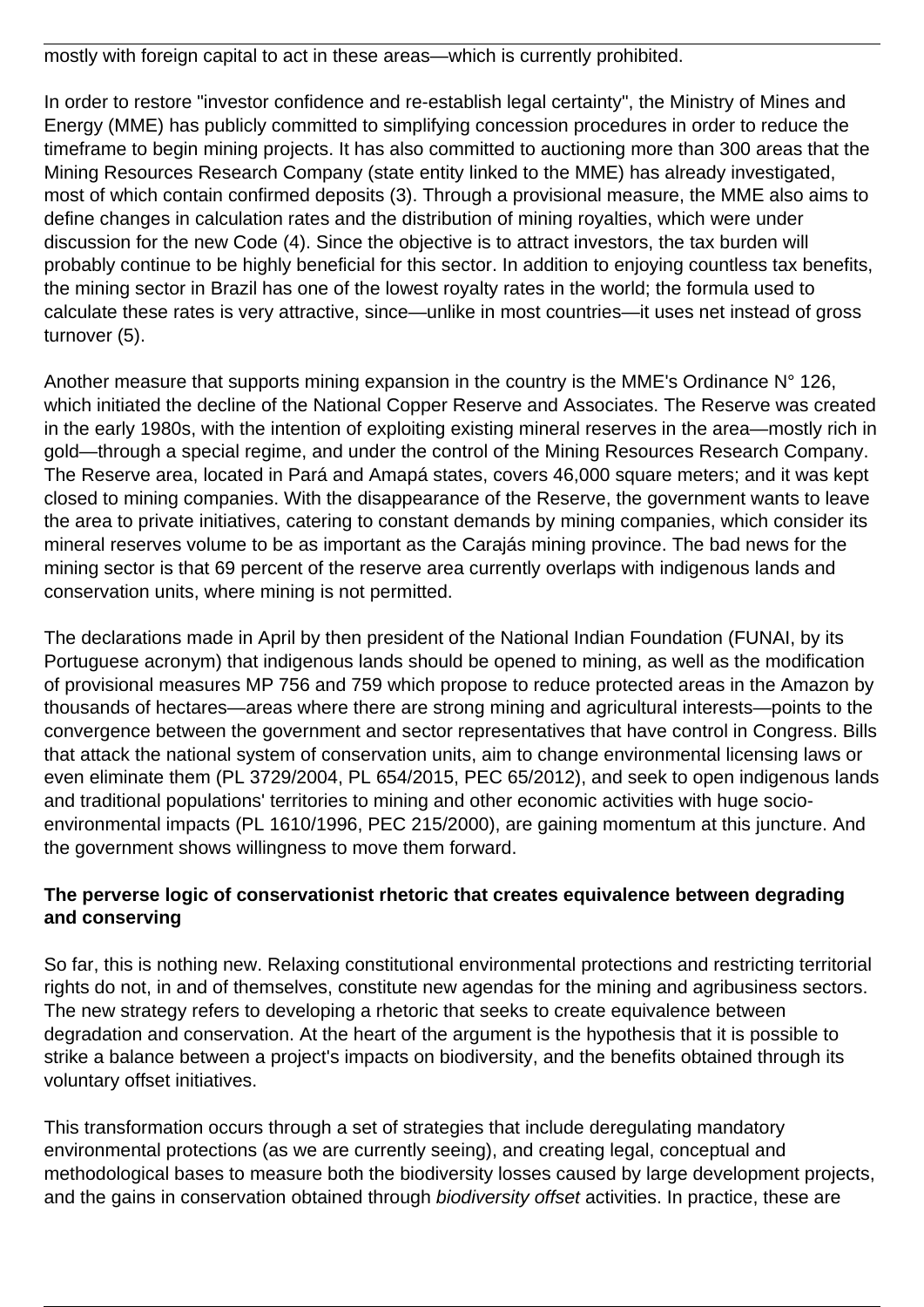mostly with foreign capital to act in these areas—which is currently prohibited.

In order to restore "investor confidence and re-establish legal certainty", the Ministry of Mines and Energy (MME) has publicly committed to simplifying concession procedures in order to reduce the timeframe to begin mining projects. It has also committed to auctioning more than 300 areas that the Mining Resources Research Company (state entity linked to the MME) has already investigated, most of which contain confirmed deposits (3). Through a provisional measure, the MME also aims to define changes in calculation rates and the distribution of mining royalties, which were under discussion for the new Code (4). Since the objective is to attract investors, the tax burden will probably continue to be highly beneficial for this sector. In addition to enjoying countless tax benefits, the mining sector in Brazil has one of the lowest royalty rates in the world; the formula used to calculate these rates is very attractive, since—unlike in most countries—it uses net instead of gross turnover (5).

Another measure that supports mining expansion in the country is the MME's Ordinance N° 126, which initiated the decline of the National Copper Reserve and Associates. The Reserve was created in the early 1980s, with the intention of exploiting existing mineral reserves in the area—mostly rich in gold—through a special regime, and under the control of the Mining Resources Research Company. The Reserve area, located in Pará and Amapá states, covers 46,000 square meters; and it was kept closed to mining companies. With the disappearance of the Reserve, the government wants to leave the area to private initiatives, catering to constant demands by mining companies, which consider its mineral reserves volume to be as important as the Carajás mining province. The bad news for the mining sector is that 69 percent of the reserve area currently overlaps with indigenous lands and conservation units, where mining is not permitted.

The declarations made in April by then president of the National Indian Foundation (FUNAI, by its Portuguese acronym) that indigenous lands should be opened to mining, as well as the modification of provisional measures MP 756 and 759 which propose to reduce protected areas in the Amazon by thousands of hectares—areas where there are strong mining and agricultural interests—points to the convergence between the government and sector representatives that have control in Congress. Bills that attack the national system of conservation units, aim to change environmental licensing laws or even eliminate them (PL 3729/2004, PL 654/2015, PEC 65/2012), and seek to open indigenous lands and traditional populations' territories to mining and other economic activities with huge socio-environmental impacts (PL 1610/1996, PEC 215/2000), are gaining momentum at this juncture. And the government shows willingness to move them forward.

**The perverse logic of conservationist rhetoric that creates equivalence between degrading and conserving**

So far, this is nothing new. Relaxing constitutional environmental protections and restricting territorial rights do not, in and of themselves, constitute new agendas for the mining and agribusiness sectors. The new strategy refers to developing a rhetoric that seeks to create equivalence between degradation and conservation. At the heart of the argument is the hypothesis that it is possible to strike a balance between a project's impacts on biodiversity, and the benefits obtained through its voluntary offset initiatives.

This transformation occurs through a set of strategies that include deregulating mandatory environmental protections (as we are currently seeing), and creating legal, conceptual and methodological bases to measure both the biodiversity losses caused by large development projects, and the gains in conservation obtained through *biodiversity offset* activities. In practice, these are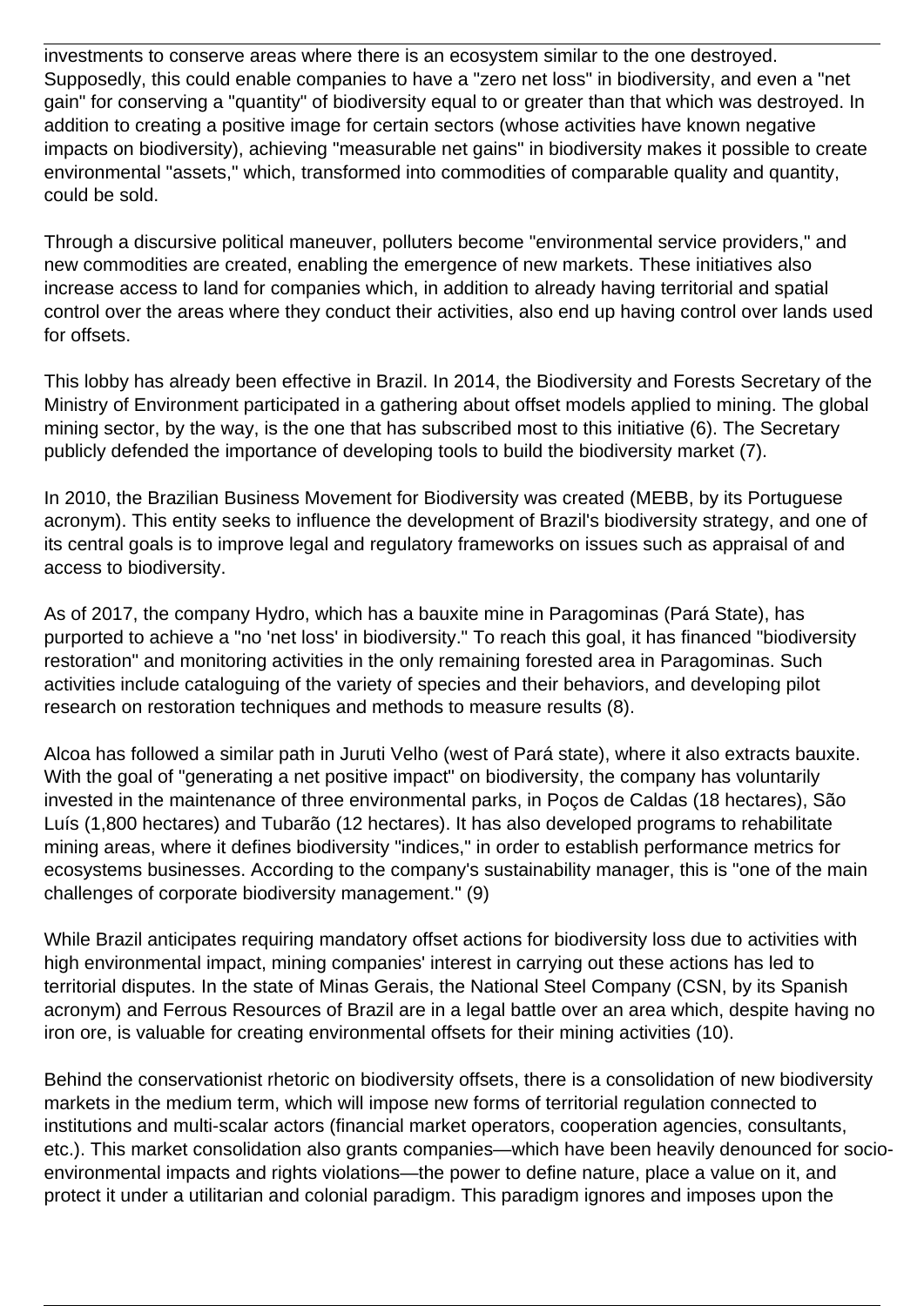investments to conserve areas where there is an ecosystem similar to the one destroyed. Supposedly, this could enable companies to have a "zero net loss" in biodiversity, and even a "net gain" for conserving a "quantity" of biodiversity equal to or greater than that which was destroyed. In addition to creating a positive image for certain sectors (whose activities have known negative impacts on biodiversity), achieving "measurable net gains" in biodiversity makes it possible to create environmental "assets," which, transformed into commodities of comparable quality and quantity, could be sold.

Through a discursive political maneuver, polluters become "environmental service providers," and new commodities are created, enabling the emergence of new markets. These initiatives also increase access to land for companies which, in addition to already having territorial and spatial control over the areas where they conduct their activities, also end up having control over lands used for offsets.

This lobby has already been effective in Brazil. In 2014, the Biodiversity and Forests Secretary of the Ministry of Environment participated in a gathering about offset models applied to mining. The global mining sector, by the way, is the one that has subscribed most to this initiative (6). The Secretary publicly defended the importance of developing tools to build the biodiversity market (7).

In 2010, the Brazilian Business Movement for Biodiversity was created (MEBB, by its Portuguese acronym). This entity seeks to influence the development of Brazil's biodiversity strategy, and one of its central goals is to improve legal and regulatory frameworks on issues such as appraisal of and access to biodiversity.

As of 2017, the company Hydro, which has a bauxite mine in Paragominas (Pará State), has purported to achieve a "no 'net loss' in biodiversity." To reach this goal, it has financed "biodiversity restoration" and monitoring activities in the only remaining forested area in Paragominas. Such activities include cataloguing of the variety of species and their behaviors, and developing pilot research on restoration techniques and methods to measure results (8).

Alcoa has followed a similar path in Juruti Velho (west of Pará state), where it also extracts bauxite. With the goal of "generating a net positive impact" on biodiversity, the company has voluntarily invested in the maintenance of three environmental parks, in Poços de Caldas (18 hectares), São Luís (1,800 hectares) and Tubarão (12 hectares). It has also developed programs to rehabilitate mining areas, where it defines biodiversity "indices," in order to establish performance metrics for ecosystems businesses. According to the company's sustainability manager, this is "one of the main challenges of corporate biodiversity management." (9)

While Brazil anticipates requiring mandatory offset actions for biodiversity loss due to activities with high environmental impact, mining companies' interest in carrying out these actions has led to territorial disputes. In the state of Minas Gerais, the National Steel Company (CSN, by its Spanish acronym) and Ferrous Resources of Brazil are in a legal battle over an area which, despite having no iron ore, is valuable for creating environmental offsets for their mining activities (10).

Behind the conservationist rhetoric on biodiversity offsets, there is a consolidation of new biodiversity markets in the medium term, which will impose new forms of territorial regulation connected to institutions and multi-scalar actors (financial market operators, cooperation agencies, consultants, etc.). This market consolidation also grants companies—which have been heavily denounced for socio-environmental impacts and rights violations—the power to define nature, place a value on it, and protect it under a utilitarian and colonial paradigm. This paradigm ignores and imposes upon the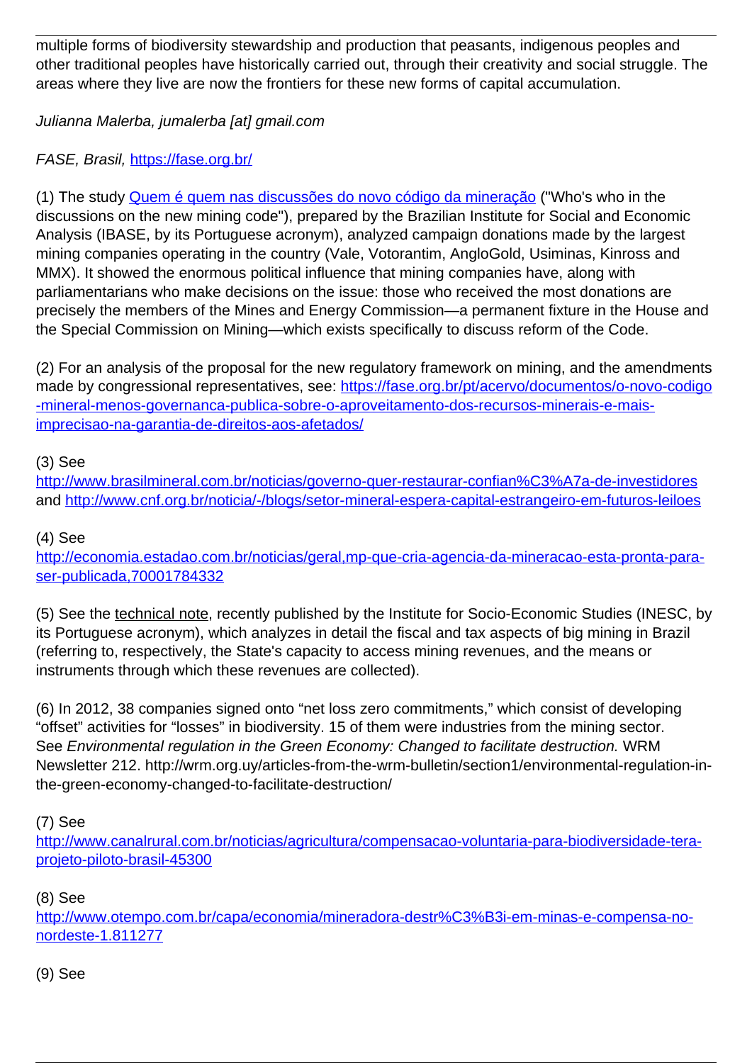multiple forms of biodiversity stewardship and production that peasants, indigenous peoples and other traditional peoples have historically carried out, through their creativity and social struggle. The areas where they live are now the frontiers for these new forms of capital accumulation.

*Julianna Malerba, jumalerba [at] gmail.com*

*FASE, Brasil,* [https://fase.org.br/](https://fase.org.br/)

(1) The study [Quem é quem nas discussões do novo código da mineração]() ("Who's who in the discussions on the new mining code"), prepared by the Brazilian Institute for Social and Economic Analysis (IBASE, by its Portuguese acronym), analyzed campaign donations made by the largest mining companies operating in the country (Vale, Votorantim, AngloGold, Usiminas, Kinross and MMX). It showed the enormous political influence that mining companies have, along with parliamentarians who make decisions on the issue: those who received the most donations are precisely the members of the Mines and Energy Commission—a permanent fixture in the House and the Special Commission on Mining—which exists specifically to discuss reform of the Code.

(2) For an analysis of the proposal for the new regulatory framework on mining, and the amendments made by congressional representatives, see: [https://fase.org.br/pt/acervo/documentos/o-novo-codigo-mineral-menos-governanca-publica-sobre-o-aproveitamento-dos-recursos-minerais-e-mais-imprecisao-na-garantia-de-direitos-aos-afetados/](https://fase.org.br/pt/acervo/documentos/o-novo-codigo-mineral-menos-governanca-publica-sobre-o-aproveitamento-dos-recursos-minerais-e-mais-imprecisao-na-garantia-de-direitos-aos-afetados/)

(3) See [http://www.brasilmineral.com.br/noticias/governo-quer-restaurar-confian%C3%A7a-de-investidores](http://www.brasilmineral.com.br/noticias/governo-quer-restaurar-confian%C3%A7a-de-investidores) and [http://www.cnf.org.br/noticia/-/blogs/setor-mineral-espera-capital-estrangeiro-em-futuros-leiloes](http://www.cnf.org.br/noticia/-/blogs/setor-mineral-espera-capital-estrangeiro-em-futuros-leiloes)

(4) See [http://economia.estadao.com.br/noticias/geral,mp-que-cria-agencia-da-mineracao-esta-pronta-para-ser-publicada,70001784332](http://economia.estadao.com.br/noticias/geral,mp-que-cria-agencia-da-mineracao-esta-pronta-para-ser-publicada,70001784332)

(5) See the technical note, recently published by the Institute for Socio-Economic Studies (INESC, by its Portuguese acronym), which analyzes in detail the fiscal and tax aspects of big mining in Brazil (referring to, respectively, the State's capacity to access mining revenues, and the means or instruments through which these revenues are collected).

(6) In 2012, 38 companies signed onto "net loss zero commitments," which consist of developing "offset" activities for "losses" in biodiversity. 15 of them were industries from the mining sector. See *Environmental regulation in the Green Economy: Changed to facilitate destruction.* WRM Newsletter 212. http://wrm.org.uy/articles-from-the-wrm-bulletin/section1/environmental-regulation-in-the-green-economy-changed-to-facilitate-destruction/

(7) See [http://www.canalrural.com.br/noticias/agricultura/compensacao-voluntaria-para-biodiversidade-tera-projeto-piloto-brasil-45300](http://www.canalrural.com.br/noticias/agricultura/compensacao-voluntaria-para-biodiversidade-tera-projeto-piloto-brasil-45300)

(8) See [http://www.otempo.com.br/capa/economia/mineradora-destr%C3%B3i-em-minas-e-compensa-no-nordeste-1.811277](http://www.otempo.com.br/capa/economia/mineradora-destr%C3%B3i-em-minas-e-compensa-no-nordeste-1.811277)

(9) See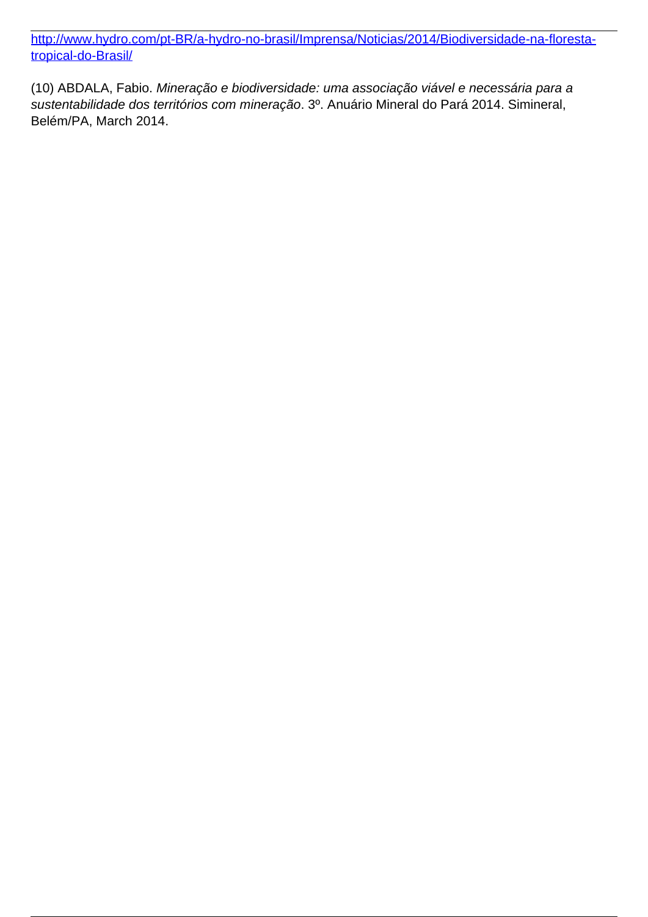http://www.hydro.com/pt-BR/a-hydro-no-brasil/Imprensa/Noticias/2014/Biodiversidade-na-floresta-tropical-do-Brasil/

(10) ABDALA, Fabio. *Mineração e biodiversidade: uma associação viável e necessária para a sustentabilidade dos territórios com mineração*. 3º. Anuário Mineral do Pará 2014. Simineral, Belém/PA, March 2014.